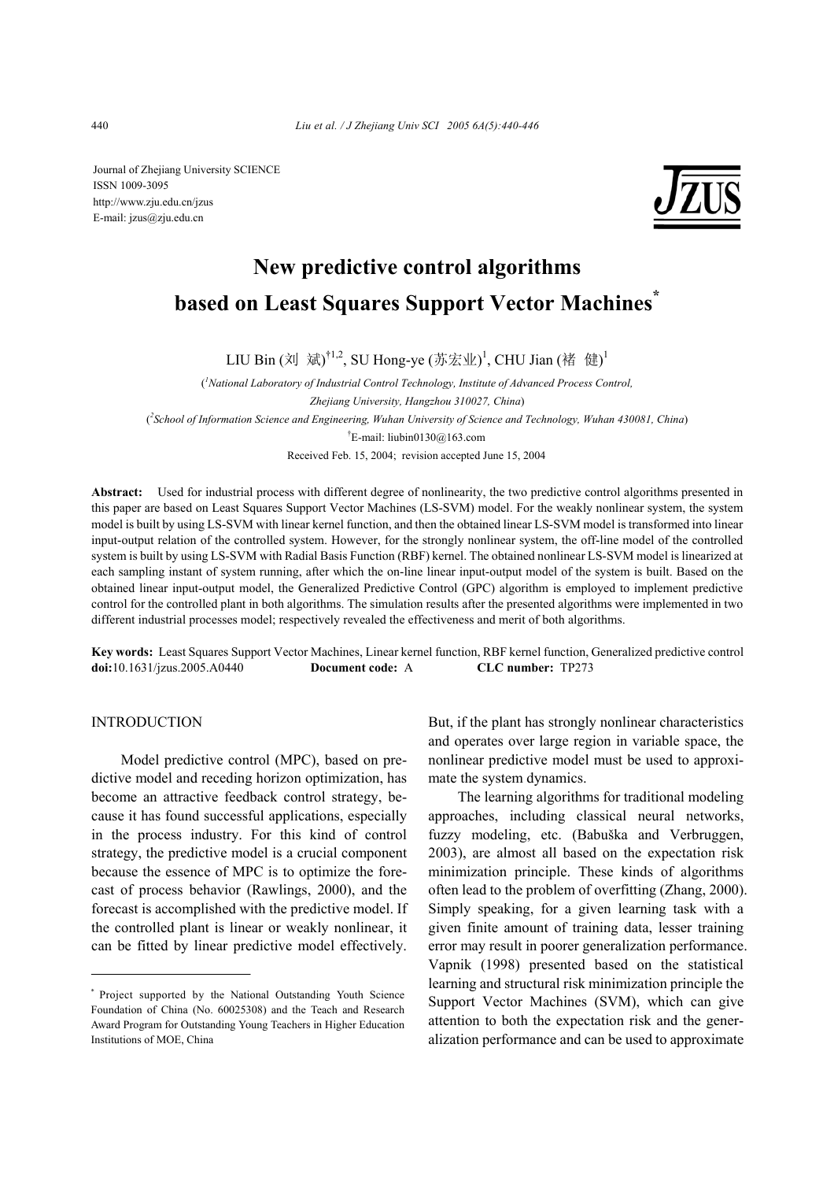Journal of Zhejiang University SCIENCE
ISSN 1009-3095
http://www.zju.edu.cn/jzus
E-mail: jzus@zju.edu.cn

# New predictive control algorithms based on Least Squares Support Vector Machines*

LIU Bin (刘 斌)[†1,2], SU Hong-ye (苏宏业)[1], CHU Jian (褚 健)[1]

([1]*National Laboratory of Industrial Control Technology, Institute of Advanced Process Control, Zhejiang University, Hangzhou 310027, China*)

([2]*School of Information Science and Engineering, Wuhan University of Science and Technology, Wuhan 430081, China*)

[†]E-mail: liubin0130@163.com

Received Feb. 15, 2004; revision accepted June 15, 2004

**Abstract:** Used for industrial process with different degree of nonlinearity, the two predictive control algorithms presented in this paper are based on Least Squares Support Vector Machines (LS-SVM) model. For the weakly nonlinear system, the system model is built by using LS-SVM with linear kernel function, and then the obtained linear LS-SVM model is transformed into linear input-output relation of the controlled system. However, for the strongly nonlinear system, the off-line model of the controlled system is built by using LS-SVM with Radial Basis Function (RBF) kernel. The obtained nonlinear LS-SVM model is linearized at each sampling instant of system running, after which the on-line linear input-output model of the system is built. Based on the obtained linear input-output model, the Generalized Predictive Control (GPC) algorithm is employed to implement predictive control for the controlled plant in both algorithms. The simulation results after the presented algorithms were implemented in two different industrial processes model; respectively revealed the effectiveness and merit of both algorithms.

**Key words:** Least Squares Support Vector Machines, Linear kernel function, RBF kernel function, Generalized predictive control
**doi:**10.1631/jzus.2005.A0440 **Document code:** A **CLC number:** TP273

## INTRODUCTION

Model predictive control (MPC), based on predictive model and receding horizon optimization, has become an attractive feedback control strategy, because it has found successful applications, especially in the process industry. For this kind of control strategy, the predictive model is a crucial component because the essence of MPC is to optimize the forecast of process behavior (Rawlings, 2000), and the forecast is accomplished with the predictive model. If the controlled plant is linear or weakly nonlinear, it can be fitted by linear predictive model effectively. But, if the plant has strongly nonlinear characteristics and operates over large region in variable space, the nonlinear predictive model must be used to approximate the system dynamics.

The learning algorithms for traditional modeling approaches, including classical neural networks, fuzzy modeling, etc. (Babuška and Verbruggen, 2003), are almost all based on the expectation risk minimization principle. These kinds of algorithms often lead to the problem of overfitting (Zhang, 2000). Simply speaking, for a given learning task with a given finite amount of training data, lesser training error may result in poorer generalization performance. Vapnik (1998) presented based on the statistical learning and structural risk minimization principle the Support Vector Machines (SVM), which can give attention to both the expectation risk and the generalization performance and can be used to approximate

---

* Project supported by the National Outstanding Youth Science Foundation of China (No. 60025308) and the Teach and Research Award Program for Outstanding Young Teachers in Higher Education Institutions of MOE, China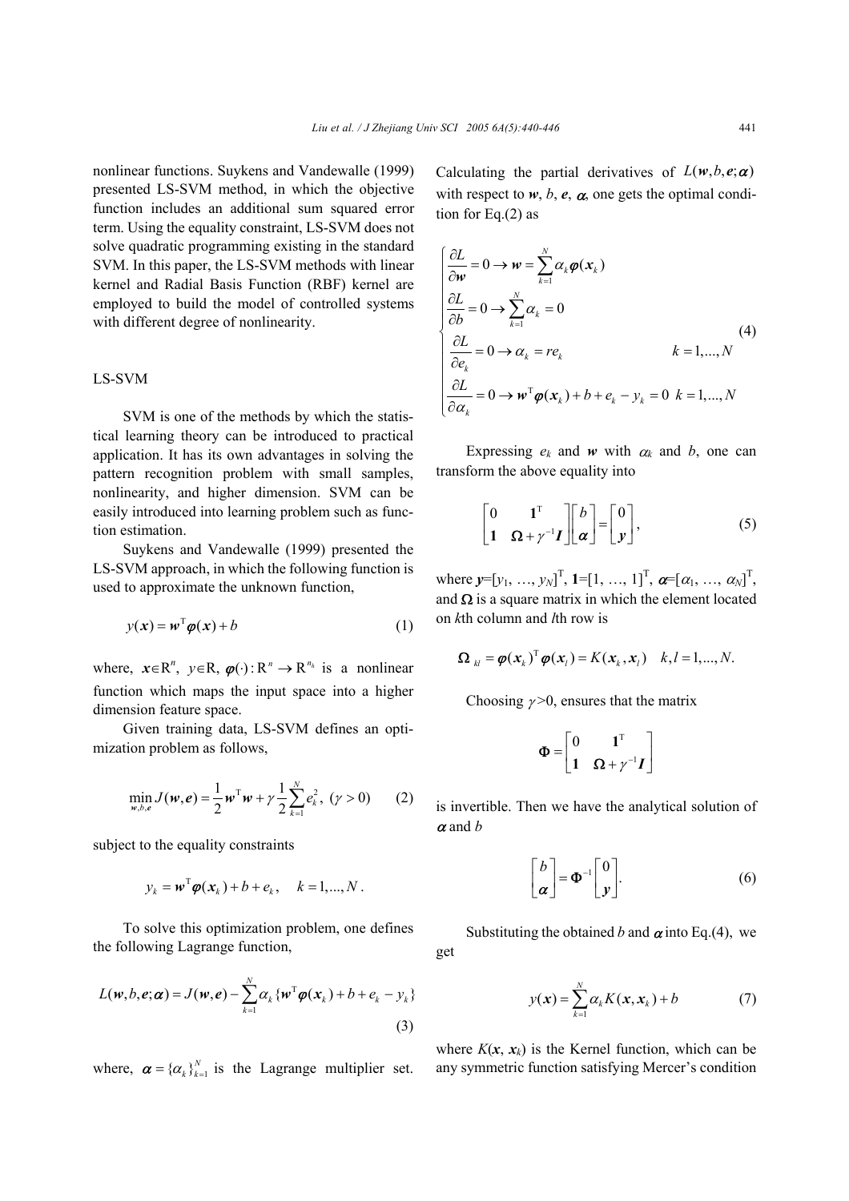nonlinear functions. Suykens and Vandewalle (1999) presented LS-SVM method, in which the objective function includes an additional sum squared error term. Using the equality constraint, LS-SVM does not solve quadratic programming existing in the standard SVM. In this paper, the LS-SVM methods with linear kernel and Radial Basis Function (RBF) kernel are employed to build the model of controlled systems with different degree of nonlinearity.

## LS-SVM

SVM is one of the methods by which the statistical learning theory can be introduced to practical application. It has its own advantages in solving the pattern recognition problem with small samples, nonlinearity, and higher dimension. SVM can be easily introduced into learning problem such as function estimation.

Suykens and Vandewalle (1999) presented the LS-SVM approach, in which the following function is used to approximate the unknown function,

$$y(\boldsymbol{x}) = \boldsymbol{w}^{\mathrm{T}}\boldsymbol{\varphi}(\boldsymbol{x}) + b \tag{1}$$

where, $\boldsymbol{x} \in \mathrm{R}^n$, $y \in \mathrm{R}$, $\boldsymbol{\varphi}(\cdot): \mathrm{R}^n \rightarrow \mathrm{R}^{n_h}$ is a nonlinear function which maps the input space into a higher dimension feature space.

Given training data, LS-SVM defines an optimization problem as follows,

$$\min_{\boldsymbol{w},b,\boldsymbol{e}} J(\boldsymbol{w},\boldsymbol{e}) = \frac{1}{2}\boldsymbol{w}^{\mathrm{T}}\boldsymbol{w} + \gamma\frac{1}{2}\sum_{k=1}^{N} e_k^2, \ (\gamma > 0) \tag{2}$$

subject to the equality constraints

$$y_k = \boldsymbol{w}^{\mathrm{T}}\boldsymbol{\varphi}(\boldsymbol{x}_k) + b + e_k, \quad k = 1, ..., N.$$

To solve this optimization problem, one defines the following Lagrange function,

$$L(\boldsymbol{w},b,\boldsymbol{e};\boldsymbol{\alpha}) = J(\boldsymbol{w},\boldsymbol{e}) - \sum_{k=1}^{N} \alpha_k \{\boldsymbol{w}^{\mathrm{T}}\boldsymbol{\varphi}(\boldsymbol{x}_k) + b + e_k - y_k\} \tag{3}$$

where, $\boldsymbol{\alpha} = \{\alpha_k\}_{k=1}^{N}$ is the Lagrange multiplier set. Calculating the partial derivatives of $L(\boldsymbol{w},b,\boldsymbol{e};\boldsymbol{\alpha})$ with respect to $\boldsymbol{w}$, $b$, $\boldsymbol{e}$, $\boldsymbol{\alpha}$, one gets the optimal condition for Eq.(2) as

$$\begin{cases} \dfrac{\partial L}{\partial \boldsymbol{w}} = 0 \rightarrow \boldsymbol{w} = \sum_{k=1}^{N} \alpha_k \boldsymbol{\varphi}(\boldsymbol{x}_k) \\ \dfrac{\partial L}{\partial b} = 0 \rightarrow \sum_{k=1}^{N} \alpha_k = 0 \\ \dfrac{\partial L}{\partial e_k} = 0 \rightarrow \alpha_k = re_k \qquad k = 1, ..., N \\ \dfrac{\partial L}{\partial \alpha_k} = 0 \rightarrow \boldsymbol{w}^{\mathrm{T}}\boldsymbol{\varphi}(\boldsymbol{x}_k) + b + e_k - y_k = 0 \quad k = 1, ..., N \end{cases} \tag{4}$$

Expressing $e_k$ and $\boldsymbol{w}$ with $\alpha_k$ and $b$, one can transform the above equality into

$$\begin{bmatrix} 0 & \mathbf{1}^{\mathrm{T}} \\ \mathbf{1} & \boldsymbol{\Omega} + \gamma^{-1}\boldsymbol{I} \end{bmatrix} \begin{bmatrix} b \\ \boldsymbol{\alpha} \end{bmatrix} = \begin{bmatrix} 0 \\ \boldsymbol{y} \end{bmatrix}, \tag{5}$$

where $\boldsymbol{y}=[y_1, \ldots, y_N]^{\mathrm{T}}$, $\mathbf{1}=[1, \ldots, 1]^{\mathrm{T}}$, $\boldsymbol{\alpha}=[\alpha_1, \ldots, \alpha_N]^{\mathrm{T}}$, and $\boldsymbol{\Omega}$ is a square matrix in which the element located on $k$th column and $l$th row is

$$\boldsymbol{\Omega}_{kl} = \boldsymbol{\varphi}(\boldsymbol{x}_k)^{\mathrm{T}}\boldsymbol{\varphi}(\boldsymbol{x}_l) = K(\boldsymbol{x}_k, \boldsymbol{x}_l) \quad k,l = 1, ..., N.$$

Choosing $\gamma > 0$, ensures that the matrix

$$\boldsymbol{\Phi} = \begin{bmatrix} 0 & \mathbf{1}^{\mathrm{T}} \\ \mathbf{1} & \boldsymbol{\Omega} + \gamma^{-1}\boldsymbol{I} \end{bmatrix}$$

is invertible. Then we have the analytical solution of $\boldsymbol{\alpha}$ and $b$

$$\begin{bmatrix} b \\ \boldsymbol{\alpha} \end{bmatrix} = \boldsymbol{\Phi}^{-1} \begin{bmatrix} 0 \\ \boldsymbol{y} \end{bmatrix}. \tag{6}$$

Substituting the obtained $b$ and $\boldsymbol{\alpha}$ into Eq.(4), we get

$$y(\boldsymbol{x}) = \sum_{k=1}^{N} \alpha_k K(\boldsymbol{x}, \boldsymbol{x}_k) + b \tag{7}$$

where $K(\boldsymbol{x}, \boldsymbol{x}_k)$ is the Kernel function, which can be any symmetric function satisfying Mercer's condition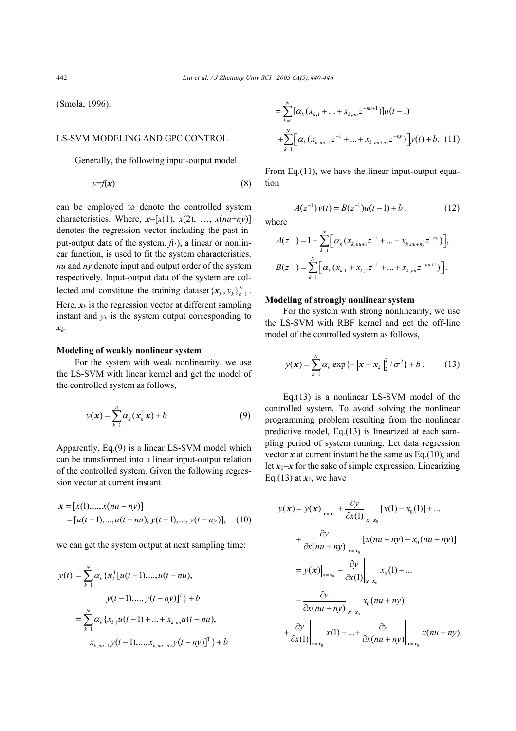(Smola, 1996).

## LS-SVM MODELING AND GPC CONTROL

Generally, the following input-output model

$$y=f(\boldsymbol{x}) \tag{8}$$

can be employed to denote the controlled system characteristics. Where, $\boldsymbol{x}=[x(1), x(2), \ldots, x(nu+ny)]$ denotes the regression vector including the past input-output data of the system. $f(\cdot)$, a linear or nonlinear function, is used to fit the system characteristics. $nu$ and $ny$ denote input and output order of the system respectively. Input-output data of the system are collected and constitute the training dataset $\{\boldsymbol{x}_k, y_k\}_{k=1}^N$. Here, $\boldsymbol{x}_k$ is the regression vector at different sampling instant and $y_k$ is the system output corresponding to $\boldsymbol{x}_k$.

### Modeling of weakly nonlinear system

For the system with weak nonlinearity, we use the LS-SVM with linear kernel and get the model of the controlled system as follows,

$$y(\boldsymbol{x})=\sum_{k=1}^{n}\alpha_k(\boldsymbol{x}_k^{\mathrm{T}}\boldsymbol{x})+b \tag{9}$$

Apparently, Eq.(9) is a linear LS-SVM model which can be transformed into a linear input-output relation of the controlled system. Given the following regression vector at current instant

$$\begin{aligned}\boldsymbol{x}&=[x(1),\ldots,x(nu+ny)]\\&=[u(t-1),\ldots,u(t-nu),y(t-1),\ldots,y(t-ny)],\end{aligned} \tag{10}$$

we can get the system output at next sampling time:

$$\begin{aligned}y(t)&=\sum_{k=1}^{N}\alpha_k\{\boldsymbol{x}_k^{\mathrm{T}}[u(t-1),\ldots,u(t-nu),\\&\qquad y(t-1),\ldots,y(t-ny)]^{\mathrm{T}}\}+b\\&=\sum_{k=1}^{N}\alpha_k\{x_{k,1}u(t-1)+\ldots+x_{k,nu}u(t-nu),\\&\qquad x_{k,nu+1}y(t-1),\ldots,x_{k,nu+ny}y(t-ny)]^{\mathrm{T}}\}+b\\&=\sum_{k=1}^{N}[\alpha_k(x_{k,1}+\ldots+x_{k,nu}z^{-nu+1})]u(t-1)\\&\quad+\sum_{k=1}^{N}\Big[\alpha_k(x_{k,nu+1}z^{-1}+\ldots+x_{k,nu+ny}z^{-ny})\Big]y(t)+b.\end{aligned} \tag{11}$$

From Eq.(11), we have the linear input-output equation

$$A(z^{-1})y(t)=B(z^{-1})u(t-1)+b. \tag{12}$$

where

$$A(z^{-1})=1-\sum_{k=1}^{N}\Big[\alpha_k(x_{k,nu+1}z^{-1}+\ldots+x_{k,nu+ny}z^{-ny})\Big],$$

$$B(z^{-1})=\sum_{k=1}^{N}\Big[\alpha_k(x_{k,1}+x_{k,2}z^{-1}+\ldots+x_{k,nu}z^{-nu+1})\Big].$$

### Modeling of strongly nonlinear system

For the system with strong nonlinearity, we use the LS-SVM with RBF kernel and get the off-line model of the controlled system as follows,

$$y(\boldsymbol{x})=\sum_{k=1}^{N}\alpha_k\exp\{-\|\boldsymbol{x}-\boldsymbol{x}_k\|_2^2/\sigma^2\}+b. \tag{13}$$

Eq.(13) is a nonlinear LS-SVM model of the controlled system. To avoid solving the nonlinear programming problem resulting from the nonlinear predictive model, Eq.(13) is linearized at each sampling period of system running. Let data regression vector $\boldsymbol{x}$ at current instant be the same as Eq.(10), and let $\boldsymbol{x}_0=\boldsymbol{x}$ for the sake of simple expression. Linearizing Eq.(13) at $\boldsymbol{x}_0$, we have

$$\begin{aligned}y(\boldsymbol{x})&=y(\boldsymbol{x})\big|_{\boldsymbol{x}=\boldsymbol{x}_0}+\frac{\partial y}{\partial x(1)}\bigg|_{\boldsymbol{x}=\boldsymbol{x}_0}[x(1)-x_0(1)]+\ldots\\&\quad+\frac{\partial y}{\partial x(nu+ny)}\bigg|_{\boldsymbol{x}=\boldsymbol{x}_0}[x(nu+ny)-x_0(nu+ny)]\\&=y(\boldsymbol{x})\big|_{\boldsymbol{x}=\boldsymbol{x}_0}-\frac{\partial y}{\partial x(1)}\bigg|_{\boldsymbol{x}=\boldsymbol{x}_0}x_0(1)-\ldots\\&\quad-\frac{\partial y}{\partial x(nu+ny)}\bigg|_{\boldsymbol{x}=\boldsymbol{x}_0}x_0(nu+ny)\\&\quad+\frac{\partial y}{\partial x(1)}\bigg|_{\boldsymbol{x}=\boldsymbol{x}_0}x(1)+\ldots+\frac{\partial y}{\partial x(nu+ny)}\bigg|_{\boldsymbol{x}=\boldsymbol{x}_0}x(nu+ny)\end{aligned}$$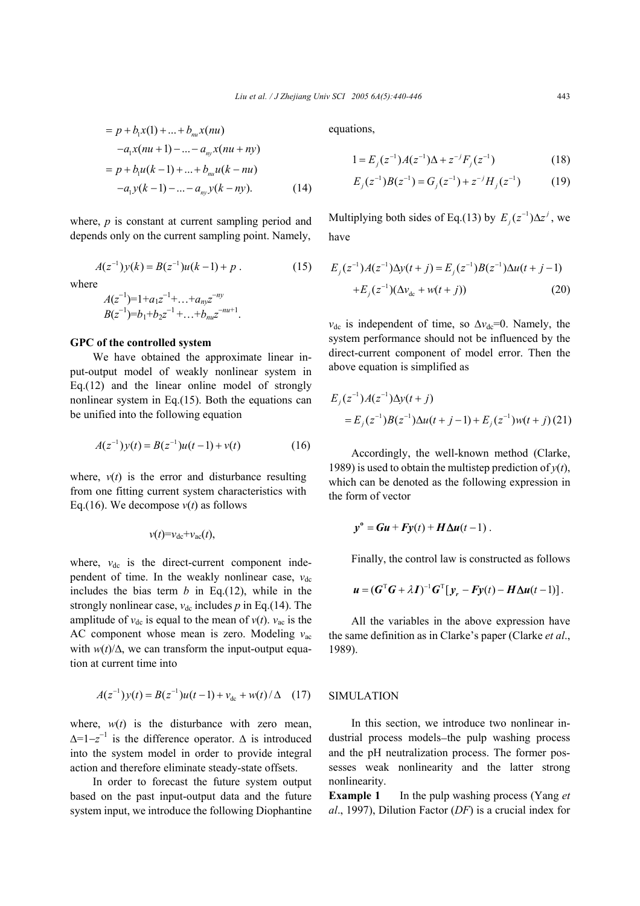$$
\begin{aligned}
&= p + b_1 x(1) + \ldots + b_{nu} x(nu) \\
&\quad - a_1 x(nu+1) - \ldots - a_{ny} x(nu+ny) \\
&= p + b_1 u(k-1) + \ldots + b_{nu} u(k-nu) \\
&\quad - a_1 y(k-1) - \ldots - a_{ny} y(k-ny). \qquad (14)
\end{aligned}
$$

where, $p$ is constant at current sampling period and depends only on the current sampling point. Namely,

$$A(z^{-1})y(k) = B(z^{-1})u(k-1) + p \,. \qquad (15)$$

where

$A(z^{-1})=1+a_1z^{-1}+\ldots+a_{ny}z^{-ny}$

$B(z^{-1})=b_1+b_2z^{-1}+\ldots+b_{nu}z^{-nu+1}$.

**GPC of the controlled system**

We have obtained the approximate linear input-output model of weakly nonlinear system in Eq.(12) and the linear online model of strongly nonlinear system in Eq.(15). Both the equations can be unified into the following equation

$$A(z^{-1})y(t) = B(z^{-1})u(t-1) + v(t) \qquad (16)$$

where, $v(t)$ is the error and disturbance resulting from one fitting current system characteristics with Eq.(16). We decompose $v(t)$ as follows

$$v(t)=v_{\rm dc}+v_{\rm ac}(t),$$

where, $v_{\rm dc}$ is the direct-current component independent of time. In the weakly nonlinear case, $v_{\rm dc}$ includes the bias term $b$ in Eq.(12), while in the strongly nonlinear case, $v_{\rm dc}$ includes $p$ in Eq.(14). The amplitude of $v_{\rm dc}$ is equal to the mean of $v(t)$. $v_{\rm ac}$ is the AC component whose mean is zero. Modeling $v_{\rm ac}$ with $w(t)/\Delta$, we can transform the input-output equation at current time into

$$A(z^{-1})y(t) = B(z^{-1})u(t-1) + v_{\rm dc} + w(t)/\Delta \quad (17)$$

where, $w(t)$ is the disturbance with zero mean, $\Delta=1-z^{-1}$ is the difference operator. $\Delta$ is introduced into the system model in order to provide integral action and therefore eliminate steady-state offsets.

In order to forecast the future system output based on the past input-output data and the future system input, we introduce the following Diophantine equations,

$$1 = E_j(z^{-1})A(z^{-1})\Delta + z^{-j}F_j(z^{-1}) \qquad (18)$$

$$E_j(z^{-1})B(z^{-1}) = G_j(z^{-1}) + z^{-j}H_j(z^{-1}) \qquad (19)$$

Multiplying both sides of Eq.(13) by $E_j(z^{-1})\Delta z^j$, we have

$$
\begin{aligned}
E_j(z^{-1})A(z^{-1})\Delta y(t+j) &= E_j(z^{-1})B(z^{-1})\Delta u(t+j-1) \\
&\quad + E_j(z^{-1})(\Delta v_{\rm dc} + w(t+j)) \qquad (20)
\end{aligned}
$$

$v_{\rm dc}$ is independent of time, so $\Delta v_{\rm dc}=0$. Namely, the system performance should not be influenced by the direct-current component of model error. Then the above equation is simplified as

$$
\begin{aligned}
&E_j(z^{-1})A(z^{-1})\Delta y(t+j) \\
&= E_j(z^{-1})B(z^{-1})\Delta u(t+j-1) + E_j(z^{-1})w(t+j) \quad (21)
\end{aligned}
$$

Accordingly, the well-known method (Clarke, 1989) is used to obtain the multistep prediction of $y(t)$, which can be denoted as the following expression in the form of vector

$$\boldsymbol{y}^{\rm o} = \boldsymbol{Gu} + \boldsymbol{F}\boldsymbol{y}(t) + \boldsymbol{H}\Delta\boldsymbol{u}(t-1) \,.$$

Finally, the control law is constructed as follows

$$\boldsymbol{u} = (\boldsymbol{G}^{\rm T}\boldsymbol{G} + \lambda\boldsymbol{I})^{-1}\boldsymbol{G}^{\rm T}[\boldsymbol{y}_r - \boldsymbol{F}\boldsymbol{y}(t) - \boldsymbol{H}\Delta\boldsymbol{u}(t-1)] \,.$$

All the variables in the above expression have the same definition as in Clarke's paper (Clarke *et al*., 1989).

## SIMULATION

In this section, we introduce two nonlinear industrial process models–the pulp washing process and the pH neutralization process. The former possesses weak nonlinearity and the latter strong nonlinearity.

**Example 1** In the pulp washing process (Yang *et al*., 1997), Dilution Factor (*DF*) is a crucial index for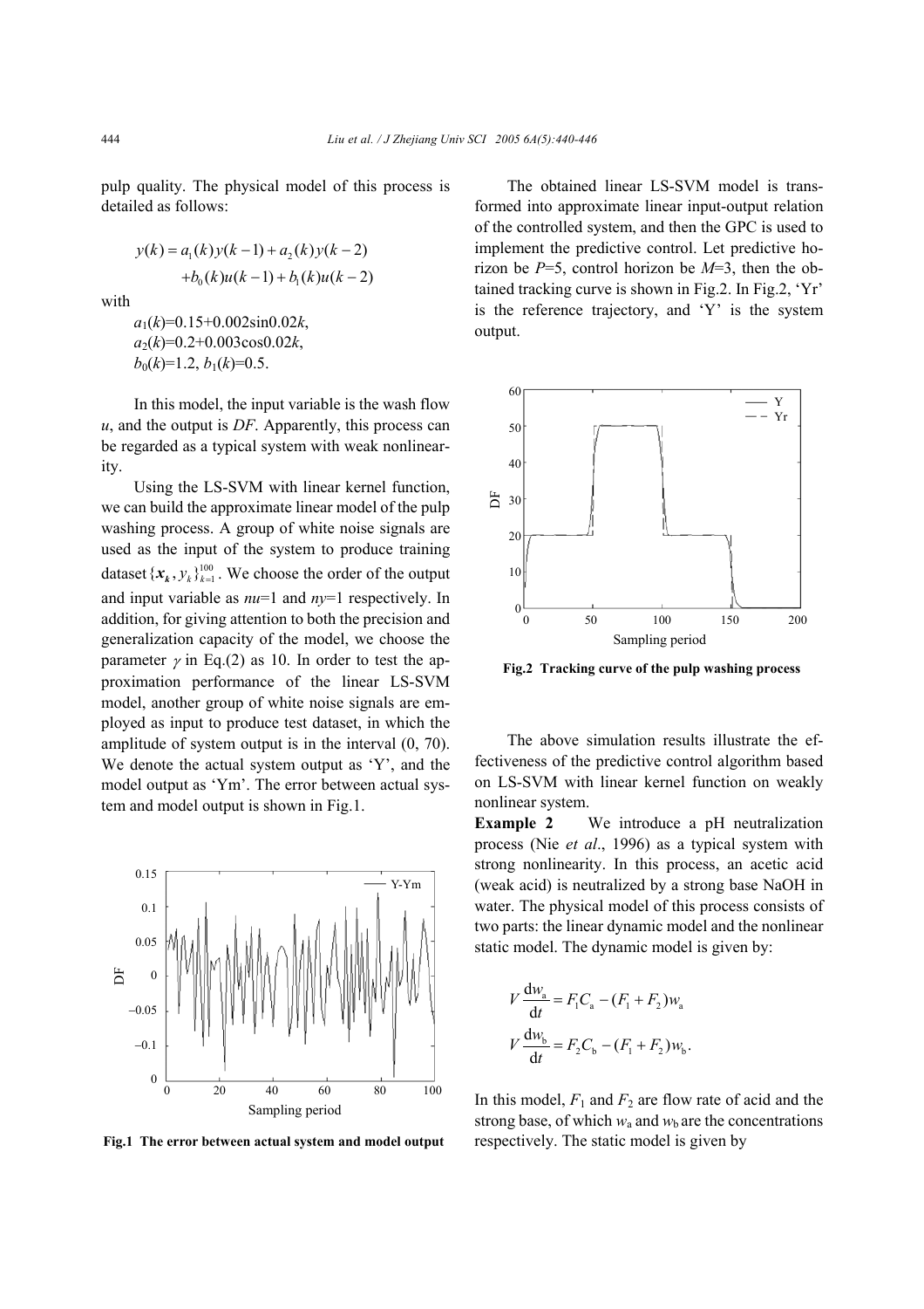pulp quality. The physical model of this process is detailed as follows:

$$y(k) = a_1(k)y(k-1) + a_2(k)y(k-2) + b_0(k)u(k-1) + b_1(k)u(k-2)$$

with

$a_1(k)$=0.15+0.002sin0.02$k$,
$a_2(k)$=0.2+0.003cos0.02$k$,
$b_0(k)$=1.2, $b_1(k)$=0.5.

In this model, the input variable is the wash flow $u$, and the output is $DF$. Apparently, this process can be regarded as a typical system with weak nonlinearity.

Using the LS-SVM with linear kernel function, we can build the approximate linear model of the pulp washing process. A group of white noise signals are used as the input of the system to produce training dataset $\{\boldsymbol{x}_k, y_k\}_{k=1}^{100}$. We choose the order of the output and input variable as $nu$=1 and $ny$=1 respectively. In addition, for giving attention to both the precision and generalization capacity of the model, we choose the parameter $\gamma$ in Eq.(2) as 10. In order to test the approximation performance of the linear LS-SVM model, another group of white noise signals are employed as input to produce test dataset, in which the amplitude of system output is in the interval (0, 70). We denote the actual system output as 'Y', and the model output as 'Ym'. The error between actual system and model output is shown in Fig.1.

**Fig.1 The error between actual system and model output**

The obtained linear LS-SVM model is transformed into approximate linear input-output relation of the controlled system, and then the GPC is used to implement the predictive control. Let predictive horizon be $P$=5, control horizon be $M$=3, then the obtained tracking curve is shown in Fig.2. In Fig.2, 'Yr' is the reference trajectory, and 'Y' is the system output.

**Fig.2 Tracking curve of the pulp washing process**

The above simulation results illustrate the effectiveness of the predictive control algorithm based on LS-SVM with linear kernel function on weakly nonlinear system.

**Example 2** We introduce a pH neutralization process (Nie *et al*., 1996) as a typical system with strong nonlinearity. In this process, an acetic acid (weak acid) is neutralized by a strong base NaOH in water. The physical model of this process consists of two parts: the linear dynamic model and the nonlinear static model. The dynamic model is given by:

$$V\frac{\mathrm{d}w_a}{\mathrm{d}t} = F_1 C_a - (F_1 + F_2)w_a$$

$$V\frac{\mathrm{d}w_b}{\mathrm{d}t} = F_2 C_b - (F_1 + F_2)w_b.$$

In this model, $F_1$ and $F_2$ are flow rate of acid and the strong base, of which $w_a$ and $w_b$ are the concentrations respectively. The static model is given by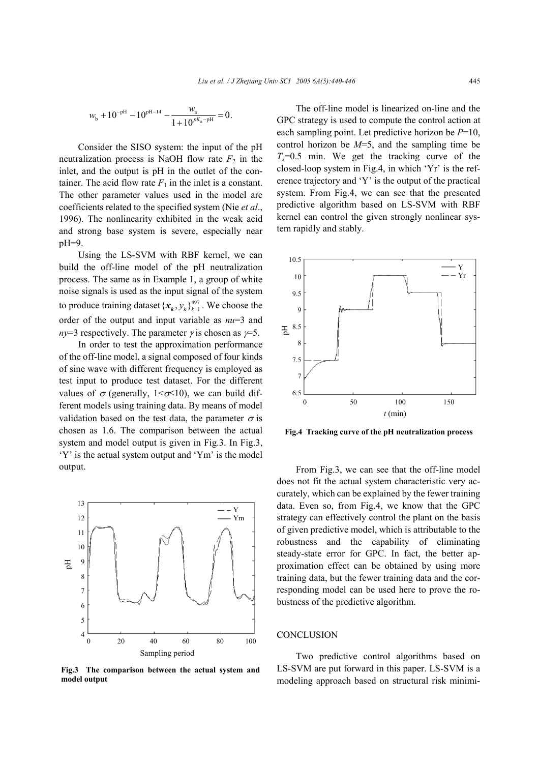$$w_b + 10^{-pH} - 10^{pH-14} - \frac{w_a}{1+10^{pK_a - pH}} = 0.$$

Consider the SISO system: the input of the pH neutralization process is NaOH flow rate $F_2$ in the inlet, and the output is pH in the outlet of the container. The acid flow rate $F_1$ in the inlet is a constant. The other parameter values used in the model are coefficients related to the specified system (Nie *et al*., 1996). The nonlinearity exhibited in the weak acid and strong base system is severe, especially near pH=9.

Using the LS-SVM with RBF kernel, we can build the off-line model of the pH neutralization process. The same as in Example 1, a group of white noise signals is used as the input signal of the system to produce training dataset $\{\boldsymbol{x}_k, y_k\}_{k=1}^{497}$. We choose the order of the output and input variable as $nu$=3 and $ny$=3 respectively. The parameter $\gamma$ is chosen as $\gamma$=5.

In order to test the approximation performance of the off-line model, a signal composed of four kinds of sine wave with different frequency is employed as test input to produce test dataset. For the different values of $\sigma$ (generally, $1<\sigma\leq 10$), we can build different models using training data. By means of model validation based on the test data, the parameter $\sigma$ is chosen as 1.6. The comparison between the actual system and model output is given in Fig.3. In Fig.3, 'Y' is the actual system output and 'Ym' is the model output.

**Fig.3 The comparison between the actual system and model output**

The off-line model is linearized on-line and the GPC strategy is used to compute the control action at each sampling point. Let predictive horizon be $P$=10, control horizon be $M$=5, and the sampling time be $T_s$=0.5 min. We get the tracking curve of the closed-loop system in Fig.4, in which 'Yr' is the reference trajectory and 'Y' is the output of the practical system. From Fig.4, we can see that the presented predictive algorithm based on LS-SVM with RBF kernel can control the given strongly nonlinear system rapidly and stably.

**Fig.4 Tracking curve of the pH neutralization process**

From Fig.3, we can see that the off-line model does not fit the actual system characteristic very accurately, which can be explained by the fewer training data. Even so, from Fig.4, we know that the GPC strategy can effectively control the plant on the basis of given predictive model, which is attributable to the robustness and the capability of eliminating steady-state error for GPC. In fact, the better approximation effect can be obtained by using more training data, but the fewer training data and the corresponding model can be used here to prove the robustness of the predictive algorithm.

## CONCLUSION

Two predictive control algorithms based on LS-SVM are put forward in this paper. LS-SVM is a modeling approach based on structural risk minimi-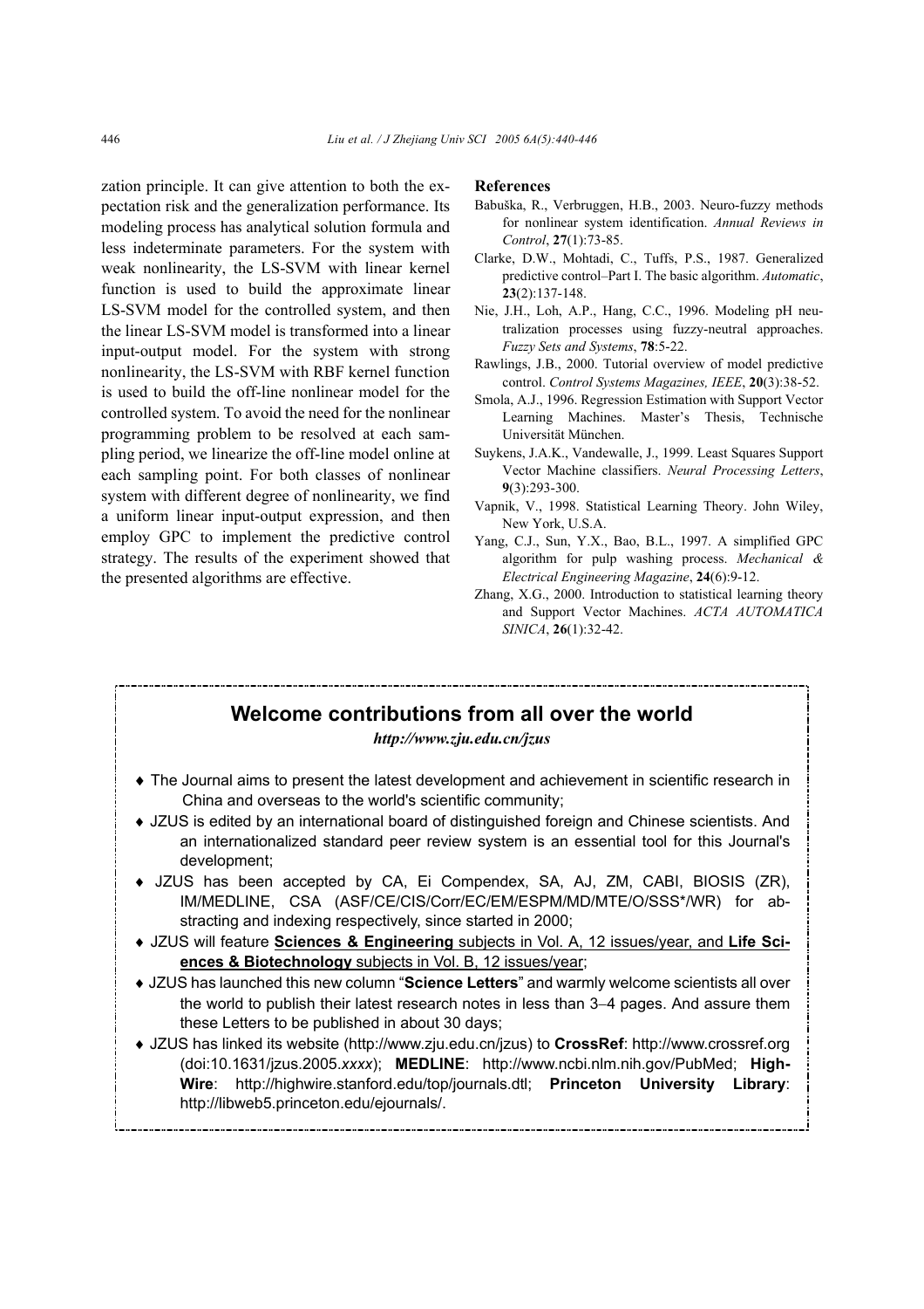zation principle. It can give attention to both the expectation risk and the generalization performance. Its modeling process has analytical solution formula and less indeterminate parameters. For the system with weak nonlinearity, the LS-SVM with linear kernel function is used to build the approximate linear LS-SVM model for the controlled system, and then the linear LS-SVM model is transformed into a linear input-output model. For the system with strong nonlinearity, the LS-SVM with RBF kernel function is used to build the off-line nonlinear model for the controlled system. To avoid the need for the nonlinear programming problem to be resolved at each sampling period, we linearize the off-line model online at each sampling point. For both classes of nonlinear system with different degree of nonlinearity, we find a uniform linear input-output expression, and then employ GPC to implement the predictive control strategy. The results of the experiment showed that the presented algorithms are effective.

## References

Babuška, R., Verbruggen, H.B., 2003. Neuro-fuzzy methods for nonlinear system identification. *Annual Reviews in Control*, **27**(1):73-85.

Clarke, D.W., Mohtadi, C., Tuffs, P.S., 1987. Generalized predictive control–Part I. The basic algorithm. *Automatic*, **23**(2):137-148.

Nie, J.H., Loh, A.P., Hang, C.C., 1996. Modeling pH neutralization processes using fuzzy-neutral approaches. *Fuzzy Sets and Systems*, **78**:5-22.

Rawlings, J.B., 2000. Tutorial overview of model predictive control. *Control Systems Magazines, IEEE*, **20**(3):38-52.

Smola, A.J., 1996. Regression Estimation with Support Vector Learning Machines. Master's Thesis, Technische Universität München.

Suykens, J.A.K., Vandewalle, J., 1999. Least Squares Support Vector Machine classifiers. *Neural Processing Letters*, **9**(3):293-300.

Vapnik, V., 1998. Statistical Learning Theory. John Wiley, New York, U.S.A.

Yang, C.J., Sun, Y.X., Bao, B.L., 1997. A simplified GPC algorithm for pulp washing process. *Mechanical & Electrical Engineering Magazine*, **24**(6):9-12.

Zhang, X.G., 2000. Introduction to statistical learning theory and Support Vector Machines. *ACTA AUTOMATICA SINICA*, **26**(1):32-42.

## Welcome contributions from all over the world

***http://www.zju.edu.cn/jzus***

- The Journal aims to present the latest development and achievement in scientific research in China and overseas to the world's scientific community;
- JZUS is edited by an international board of distinguished foreign and Chinese scientists. And an internationalized standard peer review system is an essential tool for this Journal's development;
- JZUS has been accepted by CA, Ei Compendex, SA, AJ, ZM, CABI, BIOSIS (ZR), IM/MEDLINE, CSA (ASF/CE/CIS/Corr/EC/EM/ESPM/MD/MTE/O/SSS*/WR) for abstracting and indexing respectively, since started in 2000;
- JZUS will feature **Sciences & Engineering** subjects in Vol. A, 12 issues/year, and **Life Sciences & Biotechnology** subjects in Vol. B, 12 issues/year;
- JZUS has launched this new column "**Science Letters**" and warmly welcome scientists all over the world to publish their latest research notes in less than 3–4 pages. And assure them these Letters to be published in about 30 days;
- JZUS has linked its website (http://www.zju.edu.cn/jzus) to **CrossRef**: http://www.crossref.org (doi:10.1631/jzus.2005.*xxxx*); **MEDLINE**: http://www.ncbi.nlm.nih.gov/PubMed; **HighWire**: http://highwire.stanford.edu/top/journals.dtl; **Princeton University Library**: http://libweb5.princeton.edu/ejournals/.